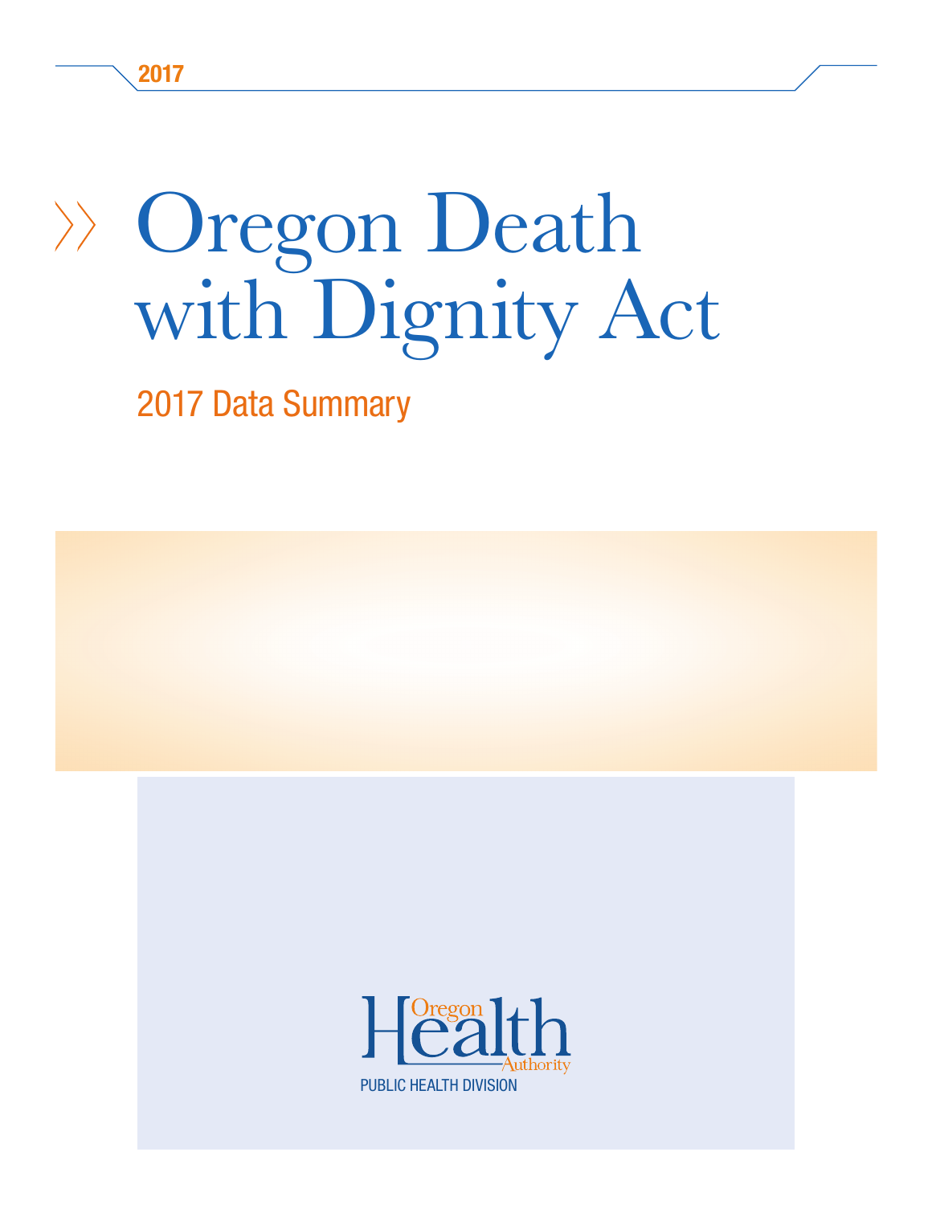2017

# Oregon Death with Dignity Act

## 2017 Data Summary

Oregon Health Authority

PUBLIC HEALTH DIVISION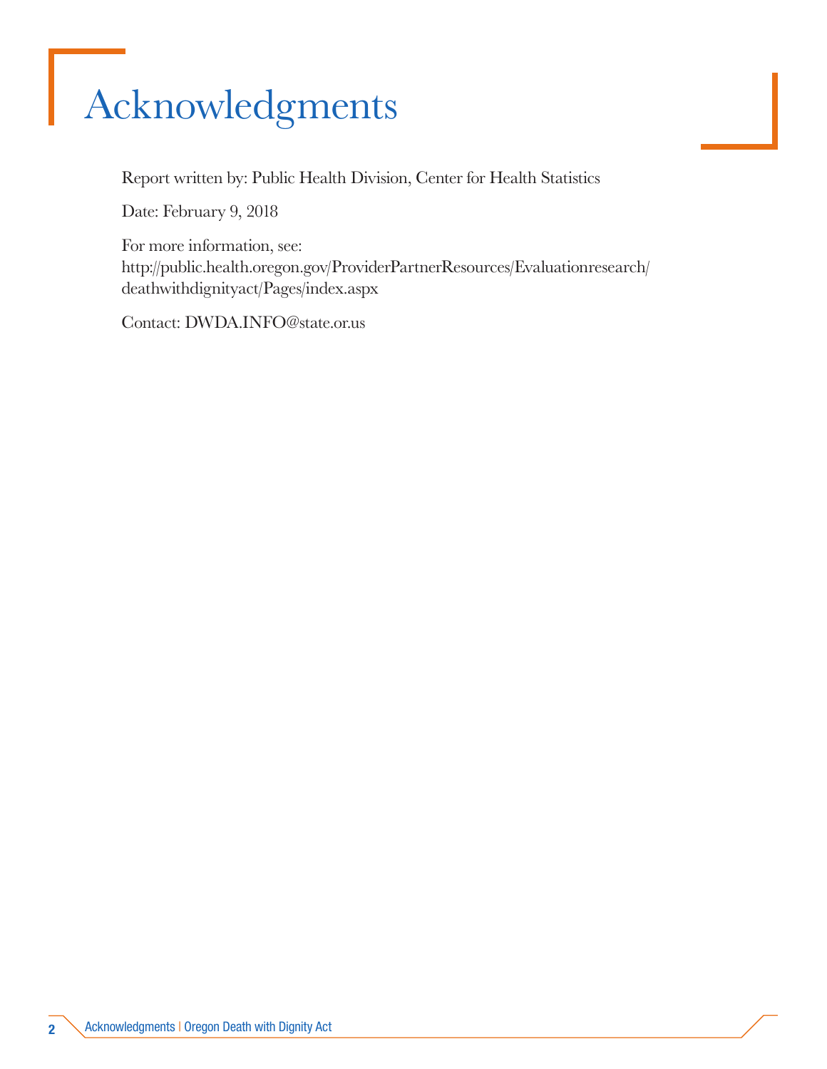# Acknowledgments

Report written by: Public Health Division, Center for Health Statistics

Date: February 9, 2018

For more information, see:
http://public.health.oregon.gov/ProviderPartnerResources/Evaluationresearch/deathwithdignityact/Pages/index.aspx

Contact: DWDA.INFO@state.or.us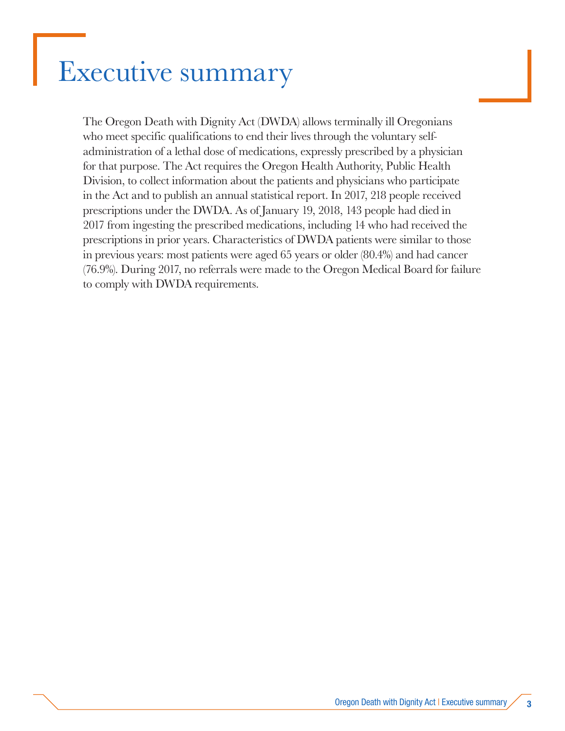# Executive summary

The Oregon Death with Dignity Act (DWDA) allows terminally ill Oregonians who meet specific qualifications to end their lives through the voluntary self-administration of a lethal dose of medications, expressly prescribed by a physician for that purpose. The Act requires the Oregon Health Authority, Public Health Division, to collect information about the patients and physicians who participate in the Act and to publish an annual statistical report. In 2017, 218 people received prescriptions under the DWDA. As of January 19, 2018, 143 people had died in 2017 from ingesting the prescribed medications, including 14 who had received the prescriptions in prior years. Characteristics of DWDA patients were similar to those in previous years: most patients were aged 65 years or older (80.4%) and had cancer (76.9%). During 2017, no referrals were made to the Oregon Medical Board for failure to comply with DWDA requirements.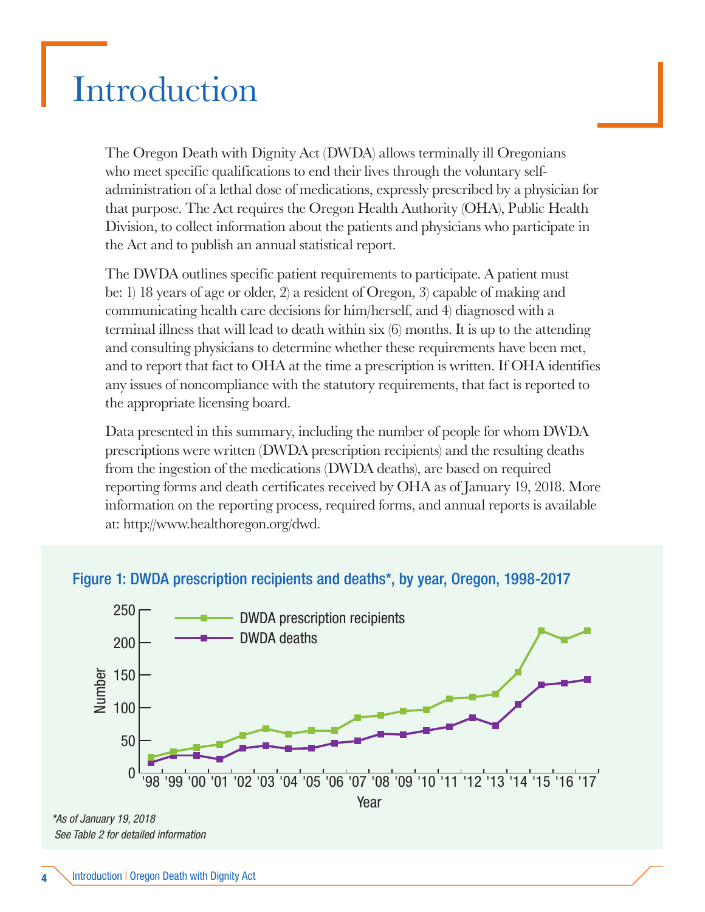# Introduction

The Oregon Death with Dignity Act (DWDA) allows terminally ill Oregonians who meet specific qualifications to end their lives through the voluntary self-administration of a lethal dose of medications, expressly prescribed by a physician for that purpose. The Act requires the Oregon Health Authority (OHA), Public Health Division, to collect information about the patients and physicians who participate in the Act and to publish an annual statistical report.

The DWDA outlines specific patient requirements to participate. A patient must be: 1) 18 years of age or older, 2) a resident of Oregon, 3) capable of making and communicating health care decisions for him/herself, and 4) diagnosed with a terminal illness that will lead to death within six (6) months. It is up to the attending and consulting physicians to determine whether these requirements have been met, and to report that fact to OHA at the time a prescription is written. If OHA identifies any issues of noncompliance with the statutory requirements, that fact is reported to the appropriate licensing board.

Data presented in this summary, including the number of people for whom DWDA prescriptions were written (DWDA prescription recipients) and the resulting deaths from the ingestion of the medications (DWDA deaths), are based on required reporting forms and death certificates received by OHA as of January 19, 2018. More information on the reporting process, required forms, and annual reports is available at: http://www.healthoregon.org/dwd.

**Figure 1: DWDA prescription recipients and deaths*, by year, Oregon, 1998-2017**

*As of January 19, 2018
See Table 2 for detailed information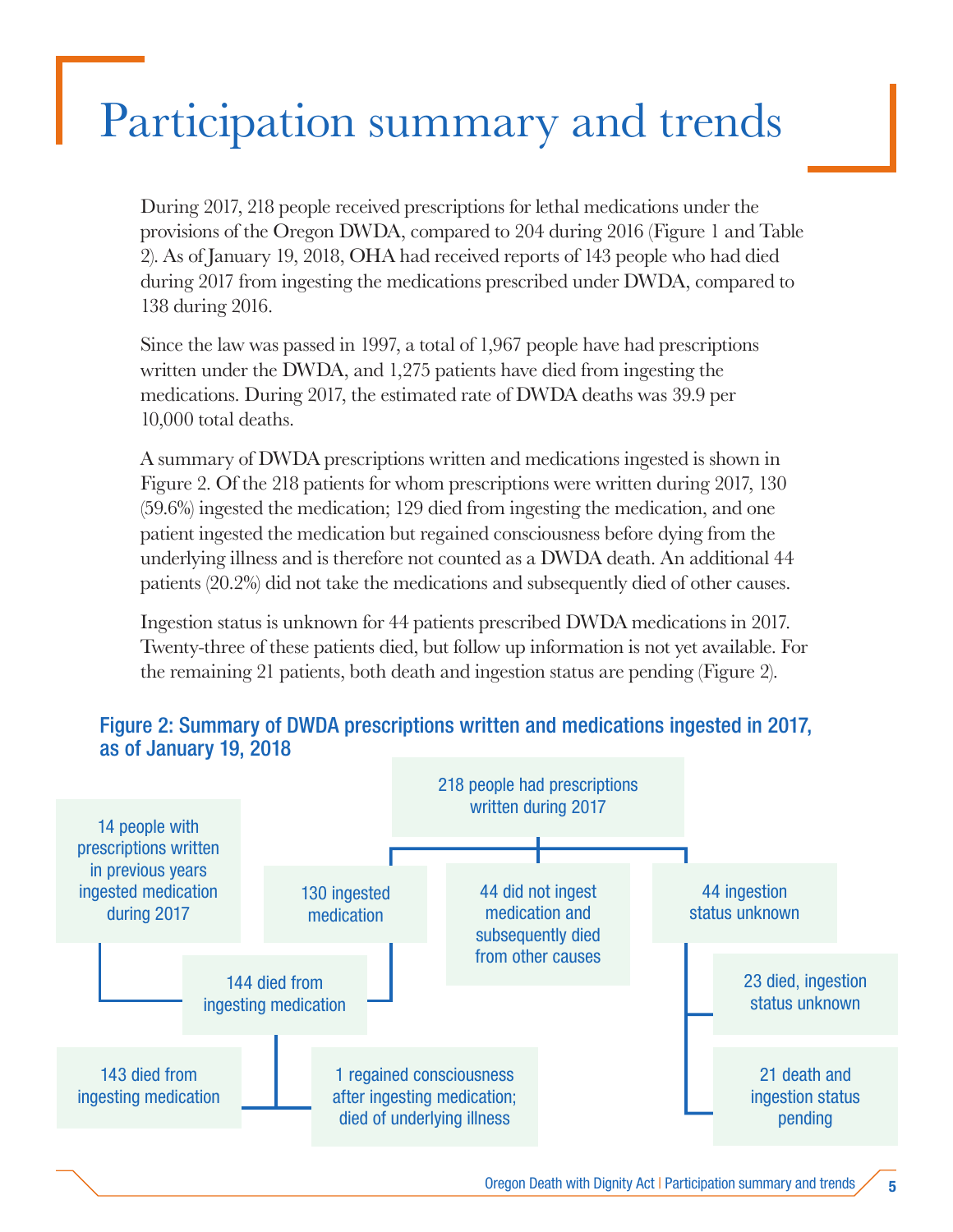# Participation summary and trends

During 2017, 218 people received prescriptions for lethal medications under the provisions of the Oregon DWDA, compared to 204 during 2016 (Figure 1 and Table 2). As of January 19, 2018, OHA had received reports of 143 people who had died during 2017 from ingesting the medications prescribed under DWDA, compared to 138 during 2016.

Since the law was passed in 1997, a total of 1,967 people have had prescriptions written under the DWDA, and 1,275 patients have died from ingesting the medications. During 2017, the estimated rate of DWDA deaths was 39.9 per 10,000 total deaths.

A summary of DWDA prescriptions written and medications ingested is shown in Figure 2. Of the 218 patients for whom prescriptions were written during 2017, 130 (59.6%) ingested the medication; 129 died from ingesting the medication, and one patient ingested the medication but regained consciousness before dying from the underlying illness and is therefore not counted as a DWDA death. An additional 44 patients (20.2%) did not take the medications and subsequently died of other causes.

Ingestion status is unknown for 44 patients prescribed DWDA medications in 2017. Twenty-three of these patients died, but follow up information is not yet available. For the remaining 21 patients, both death and ingestion status are pending (Figure 2).

**Figure 2: Summary of DWDA prescriptions written and medications ingested in 2017, as of January 19, 2018**

- 218 people had prescriptions written during 2017
  - 130 ingested medication
  - 44 did not ingest medication and subsequently died from other causes
  - 44 ingestion status unknown
    - 23 died, ingestion status unknown
    - 21 death and ingestion status pending
- 14 people with prescriptions written in previous years ingested medication during 2017
- 130 ingested medication + 14 people from previous years → 144 died from ingesting medication
  - 143 died from ingesting medication
  - 1 regained consciousness after ingesting medication; died of underlying illness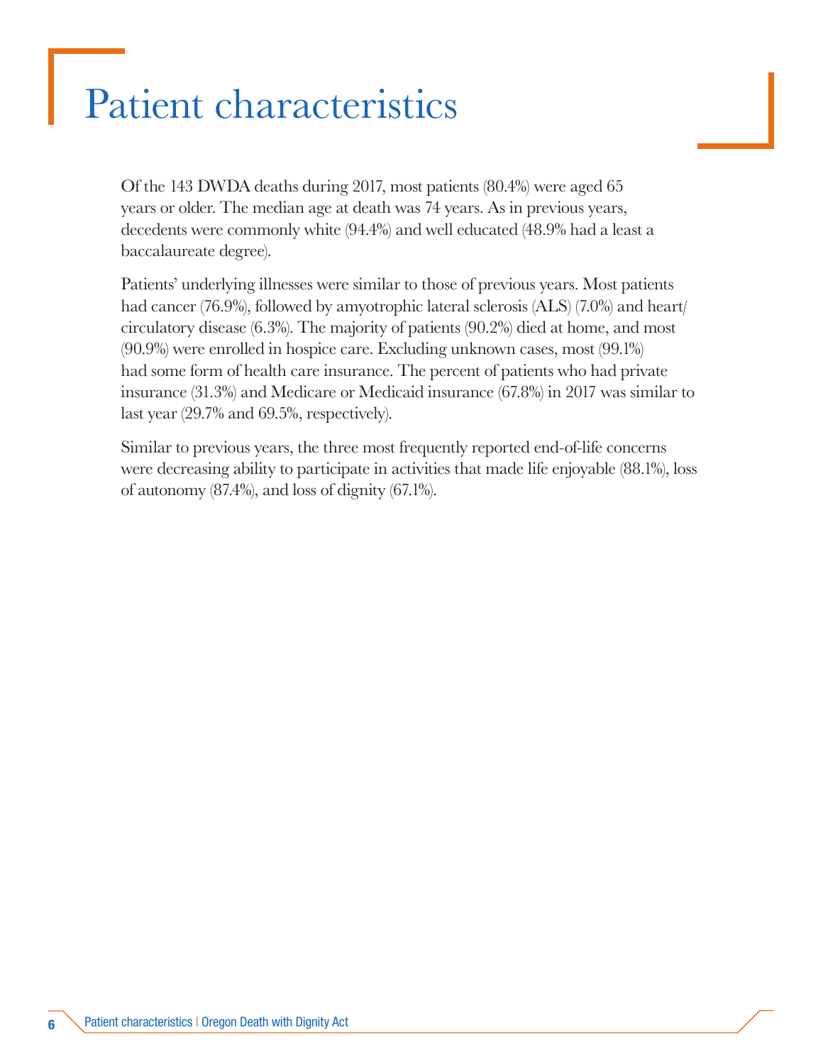# Patient characteristics

Of the 143 DWDA deaths during 2017, most patients (80.4%) were aged 65 years or older. The median age at death was 74 years. As in previous years, decedents were commonly white (94.4%) and well educated (48.9% had a least a baccalaureate degree).

Patients' underlying illnesses were similar to those of previous years. Most patients had cancer (76.9%), followed by amyotrophic lateral sclerosis (ALS) (7.0%) and heart/circulatory disease (6.3%). The majority of patients (90.2%) died at home, and most (90.9%) were enrolled in hospice care. Excluding unknown cases, most (99.1%) had some form of health care insurance. The percent of patients who had private insurance (31.3%) and Medicare or Medicaid insurance (67.8%) in 2017 was similar to last year (29.7% and 69.5%, respectively).

Similar to previous years, the three most frequently reported end-of-life concerns were decreasing ability to participate in activities that made life enjoyable (88.1%), loss of autonomy (87.4%), and loss of dignity (67.1%).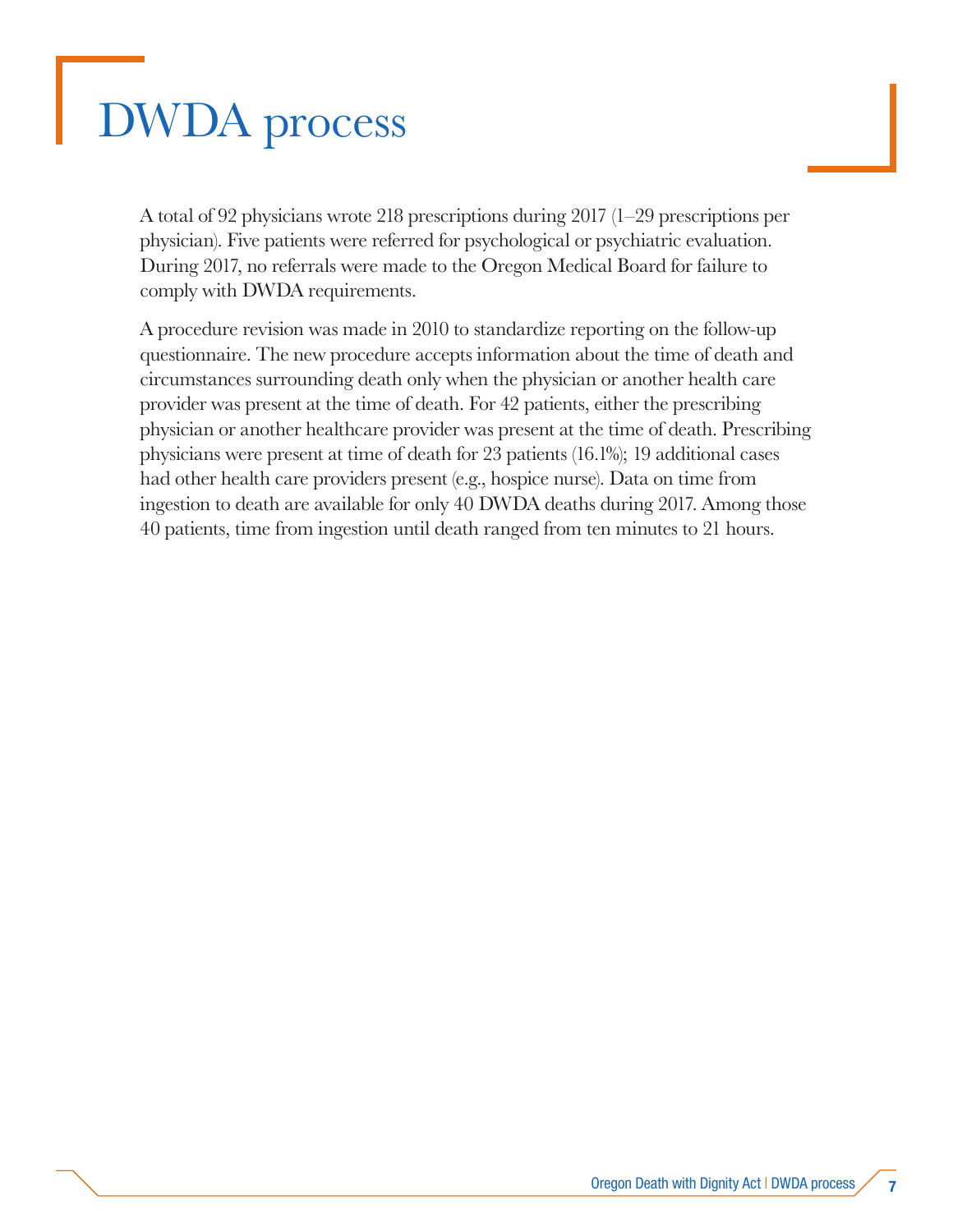# DWDA process

A total of 92 physicians wrote 218 prescriptions during 2017 (1–29 prescriptions per physician). Five patients were referred for psychological or psychiatric evaluation. During 2017, no referrals were made to the Oregon Medical Board for failure to comply with DWDA requirements.

A procedure revision was made in 2010 to standardize reporting on the follow-up questionnaire. The new procedure accepts information about the time of death and circumstances surrounding death only when the physician or another health care provider was present at the time of death. For 42 patients, either the prescribing physician or another healthcare provider was present at the time of death. Prescribing physicians were present at time of death for 23 patients (16.1%); 19 additional cases had other health care providers present (e.g., hospice nurse). Data on time from ingestion to death are available for only 40 DWDA deaths during 2017. Among those 40 patients, time from ingestion until death ranged from ten minutes to 21 hours.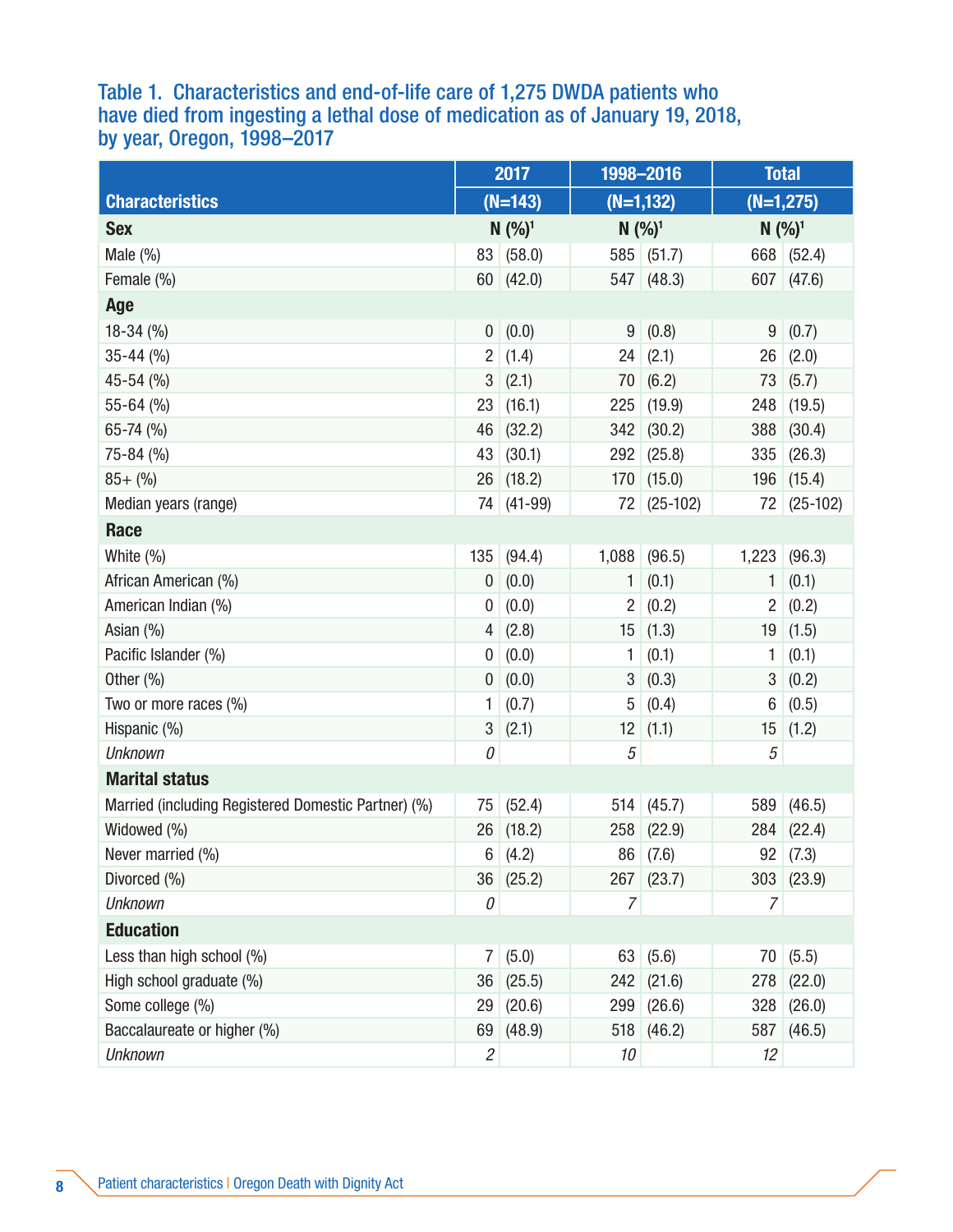### Table 1. Characteristics and end-of-life care of 1,275 DWDA patients who have died from ingesting a lethal dose of medication as of January 19, 2018, by year, Oregon, 1998–2017

| Characteristics | 2017 (N=143) | | 1998–2016 (N=1,132) | | Total (N=1,275) | |
|---|---|---|---|---|---|---|
| **Sex** | N | (%)[1] | N | (%)[1] | N | (%)[1] |
| Male (%) | 83 | (58.0) | 585 | (51.7) | 668 | (52.4) |
| Female (%) | 60 | (42.0) | 547 | (48.3) | 607 | (47.6) |
| **Age** | | | | | | |
| 18-34 (%) | 0 | (0.0) | 9 | (0.8) | 9 | (0.7) |
| 35-44 (%) | 2 | (1.4) | 24 | (2.1) | 26 | (2.0) |
| 45-54 (%) | 3 | (2.1) | 70 | (6.2) | 73 | (5.7) |
| 55-64 (%) | 23 | (16.1) | 225 | (19.9) | 248 | (19.5) |
| 65-74 (%) | 46 | (32.2) | 342 | (30.2) | 388 | (30.4) |
| 75-84 (%) | 43 | (30.1) | 292 | (25.8) | 335 | (26.3) |
| 85+ (%) | 26 | (18.2) | 170 | (15.0) | 196 | (15.4) |
| Median years (range) | 74 | (41-99) | 72 | (25-102) | 72 | (25-102) |
| **Race** | | | | | | |
| White (%) | 135 | (94.4) | 1,088 | (96.5) | 1,223 | (96.3) |
| African American (%) | 0 | (0.0) | 1 | (0.1) | 1 | (0.1) |
| American Indian (%) | 0 | (0.0) | 2 | (0.2) | 2 | (0.2) |
| Asian (%) | 4 | (2.8) | 15 | (1.3) | 19 | (1.5) |
| Pacific Islander (%) | 0 | (0.0) | 1 | (0.1) | 1 | (0.1) |
| Other (%) | 0 | (0.0) | 3 | (0.3) | 3 | (0.2) |
| Two or more races (%) | 1 | (0.7) | 5 | (0.4) | 6 | (0.5) |
| Hispanic (%) | 3 | (2.1) | 12 | (1.1) | 15 | (1.2) |
| *Unknown* | *0* | | *5* | | *5* | |
| **Marital status** | | | | | | |
| Married (including Registered Domestic Partner) (%) | 75 | (52.4) | 514 | (45.7) | 589 | (46.5) |
| Widowed (%) | 26 | (18.2) | 258 | (22.9) | 284 | (22.4) |
| Never married (%) | 6 | (4.2) | 86 | (7.6) | 92 | (7.3) |
| Divorced (%) | 36 | (25.2) | 267 | (23.7) | 303 | (23.9) |
| *Unknown* | *0* | | *7* | | *7* | |
| **Education** | | | | | | |
| Less than high school (%) | 7 | (5.0) | 63 | (5.6) | 70 | (5.5) |
| High school graduate (%) | 36 | (25.5) | 242 | (21.6) | 278 | (22.0) |
| Some college (%) | 29 | (20.6) | 299 | (26.6) | 328 | (26.0) |
| Baccalaureate or higher (%) | 69 | (48.9) | 518 | (46.2) | 587 | (46.5) |
| *Unknown* | *2* | | *10* | | *12* | |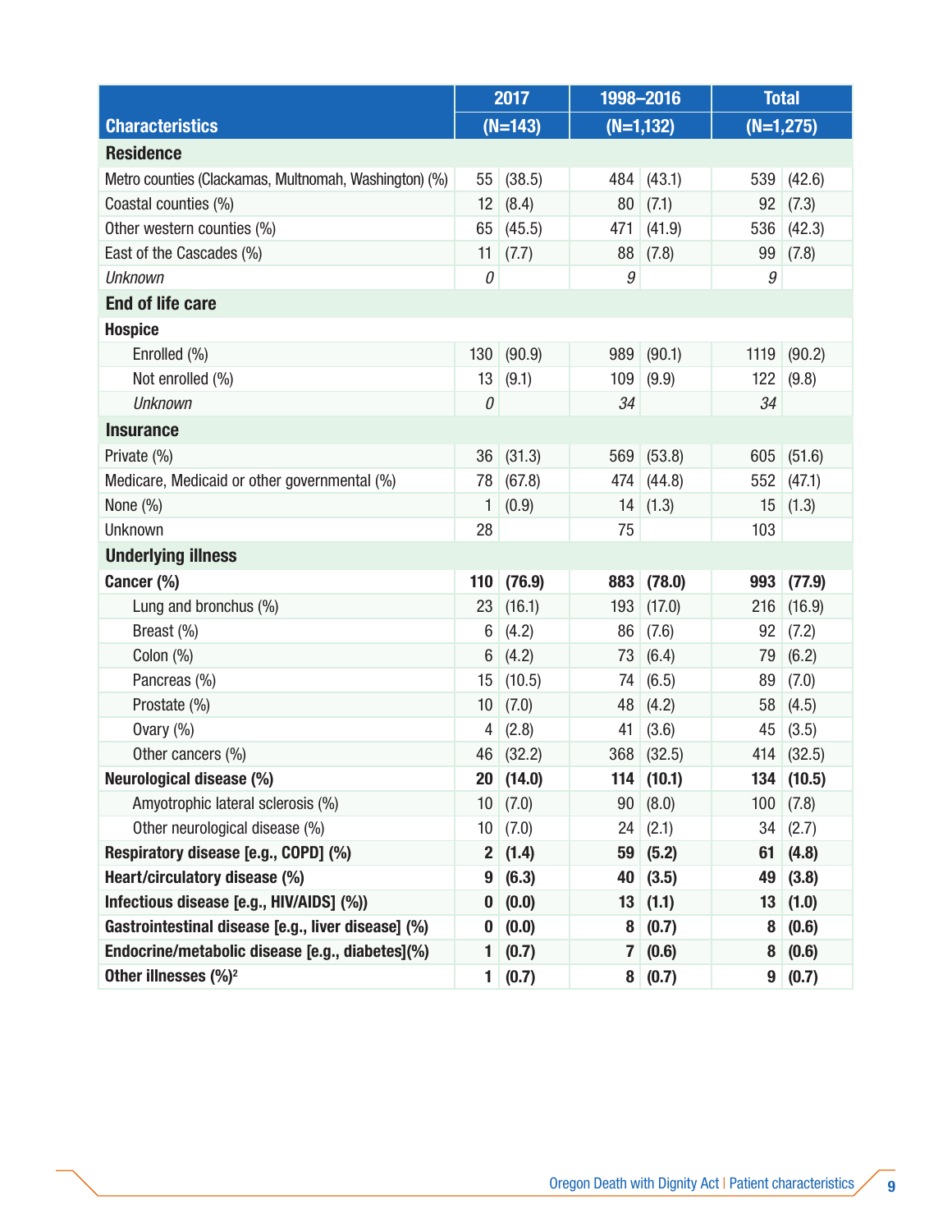| Characteristics | 2017 (N=143) | | 1998–2016 (N=1,132) | | Total (N=1,275) | |
|---|---|---|---|---|---|---|
| **Residence** | | | | | | |
| Metro counties (Clackamas, Multnomah, Washington) (%) | 55 | (38.5) | 484 | (43.1) | 539 | (42.6) |
| Coastal counties (%) | 12 | (8.4) | 80 | (7.1) | 92 | (7.3) |
| Other western counties (%) | 65 | (45.5) | 471 | (41.9) | 536 | (42.3) |
| East of the Cascades (%) | 11 | (7.7) | 88 | (7.8) | 99 | (7.8) |
| *Unknown* | *0* | | *9* | | *9* | |
| **End of life care** | | | | | | |
| **Hospice** | | | | | | |
| Enrolled (%) | 130 | (90.9) | 989 | (90.1) | 1119 | (90.2) |
| Not enrolled (%) | 13 | (9.1) | 109 | (9.9) | 122 | (9.8) |
| *Unknown* | *0* | | *34* | | *34* | |
| **Insurance** | | | | | | |
| Private (%) | 36 | (31.3) | 569 | (53.8) | 605 | (51.6) |
| Medicare, Medicaid or other governmental (%) | 78 | (67.8) | 474 | (44.8) | 552 | (47.1) |
| None (%) | 1 | (0.9) | 14 | (1.3) | 15 | (1.3) |
| Unknown | 28 | | 75 | | 103 | |
| **Underlying illness** | | | | | | |
| **Cancer (%)** | **110** | **(76.9)** | **883** | **(78.0)** | **993** | **(77.9)** |
| Lung and bronchus (%) | 23 | (16.1) | 193 | (17.0) | 216 | (16.9) |
| Breast (%) | 6 | (4.2) | 86 | (7.6) | 92 | (7.2) |
| Colon (%) | 6 | (4.2) | 73 | (6.4) | 79 | (6.2) |
| Pancreas (%) | 15 | (10.5) | 74 | (6.5) | 89 | (7.0) |
| Prostate (%) | 10 | (7.0) | 48 | (4.2) | 58 | (4.5) |
| Ovary (%) | 4 | (2.8) | 41 | (3.6) | 45 | (3.5) |
| Other cancers (%) | 46 | (32.2) | 368 | (32.5) | 414 | (32.5) |
| **Neurological disease (%)** | **20** | **(14.0)** | **114** | **(10.1)** | **134** | **(10.5)** |
| Amyotrophic lateral sclerosis (%) | 10 | (7.0) | 90 | (8.0) | 100 | (7.8) |
| Other neurological disease (%) | 10 | (7.0) | 24 | (2.1) | 34 | (2.7) |
| **Respiratory disease [e.g., COPD] (%)** | **2** | **(1.4)** | **59** | **(5.2)** | **61** | **(4.8)** |
| **Heart/circulatory disease (%)** | **9** | **(6.3)** | **40** | **(3.5)** | **49** | **(3.8)** |
| **Infectious disease [e.g., HIV/AIDS] (%))** | **0** | **(0.0)** | **13** | **(1.1)** | **13** | **(1.0)** |
| **Gastrointestinal disease [e.g., liver disease] (%)** | **0** | **(0.0)** | **8** | **(0.7)** | **8** | **(0.6)** |
| **Endocrine/metabolic disease [e.g., diabetes](%)** | **1** | **(0.7)** | **7** | **(0.6)** | **8** | **(0.6)** |
| **Other illnesses (%)[2]** | **1** | **(0.7)** | **8** | **(0.7)** | **9** | **(0.7)** |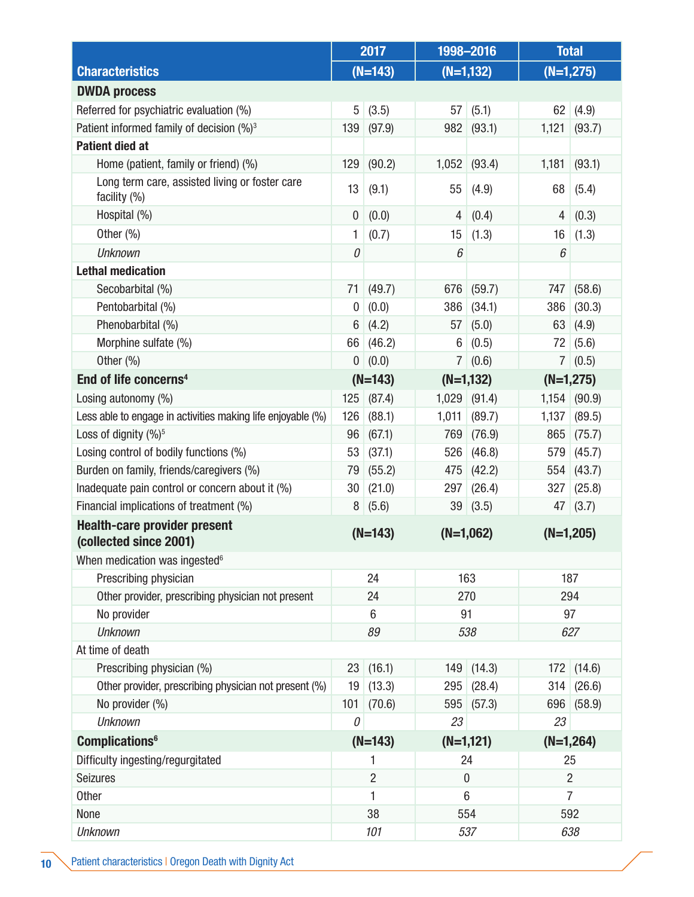| Characteristics | 2017 (N=143) | | 1998–2016 (N=1,132) | | Total (N=1,275) | |
|---|---|---|---|---|---|---|
| **DWDA process** | | | | | | |
| Referred for psychiatric evaluation (%) | 5 | (3.5) | 57 | (5.1) | 62 | (4.9) |
| Patient informed family of decision (%)[3] | 139 | (97.9) | 982 | (93.1) | 1,121 | (93.7) |
| **Patient died at** | | | | | | |
| Home (patient, family or friend) (%) | 129 | (90.2) | 1,052 | (93.4) | 1,181 | (93.1) |
| Long term care, assisted living or foster care facility (%) | 13 | (9.1) | 55 | (4.9) | 68 | (5.4) |
| Hospital (%) | 0 | (0.0) | 4 | (0.4) | 4 | (0.3) |
| Other (%) | 1 | (0.7) | 15 | (1.3) | 16 | (1.3) |
| *Unknown* | *0* | | *6* | | *6* | |
| **Lethal medication** | | | | | | |
| Secobarbital (%) | 71 | (49.7) | 676 | (59.7) | 747 | (58.6) |
| Pentobarbital (%) | 0 | (0.0) | 386 | (34.1) | 386 | (30.3) |
| Phenobarbital (%) | 6 | (4.2) | 57 | (5.0) | 63 | (4.9) |
| Morphine sulfate (%) | 66 | (46.2) | 6 | (0.5) | 72 | (5.6) |
| Other (%) | 0 | (0.0) | 7 | (0.6) | 7 | (0.5) |
| **End of life concerns[4]** | **(N=143)** | | **(N=1,132)** | | **(N=1,275)** | |
| Losing autonomy (%) | 125 | (87.4) | 1,029 | (91.4) | 1,154 | (90.9) |
| Less able to engage in activities making life enjoyable (%) | 126 | (88.1) | 1,011 | (89.7) | 1,137 | (89.5) |
| Loss of dignity (%)[5] | 96 | (67.1) | 769 | (76.9) | 865 | (75.7) |
| Losing control of bodily functions (%) | 53 | (37.1) | 526 | (46.8) | 579 | (45.7) |
| Burden on family, friends/caregivers (%) | 79 | (55.2) | 475 | (42.2) | 554 | (43.7) |
| Inadequate pain control or concern about it (%) | 30 | (21.0) | 297 | (26.4) | 327 | (25.8) |
| Financial implications of treatment (%) | 8 | (5.6) | 39 | (3.5) | 47 | (3.7) |
| **Health-care provider present (collected since 2001)** | **(N=143)** | | **(N=1,062)** | | **(N=1,205)** | |
| When medication was ingested[6] | | | | | | |
| Prescribing physician | 24 | | 163 | | 187 | |
| Other provider, prescribing physician not present | 24 | | 270 | | 294 | |
| No provider | 6 | | 91 | | 97 | |
| *Unknown* | *89* | | *538* | | *627* | |
| At time of death | | | | | | |
| Prescribing physician (%) | 23 | (16.1) | 149 | (14.3) | 172 | (14.6) |
| Other provider, prescribing physician not present (%) | 19 | (13.3) | 295 | (28.4) | 314 | (26.6) |
| No provider (%) | 101 | (70.6) | 595 | (57.3) | 696 | (58.9) |
| *Unknown* | *0* | | *23* | | *23* | |
| **Complications[6]** | **(N=143)** | | **(N=1,121)** | | **(N=1,264)** | |
| Difficulty ingesting/regurgitated | 1 | | 24 | | 25 | |
| Seizures | 2 | | 0 | | 2 | |
| Other | 1 | | 6 | | 7 | |
| None | 38 | | 554 | | 592 | |
| *Unknown* | *101* | | *537* | | *638* | |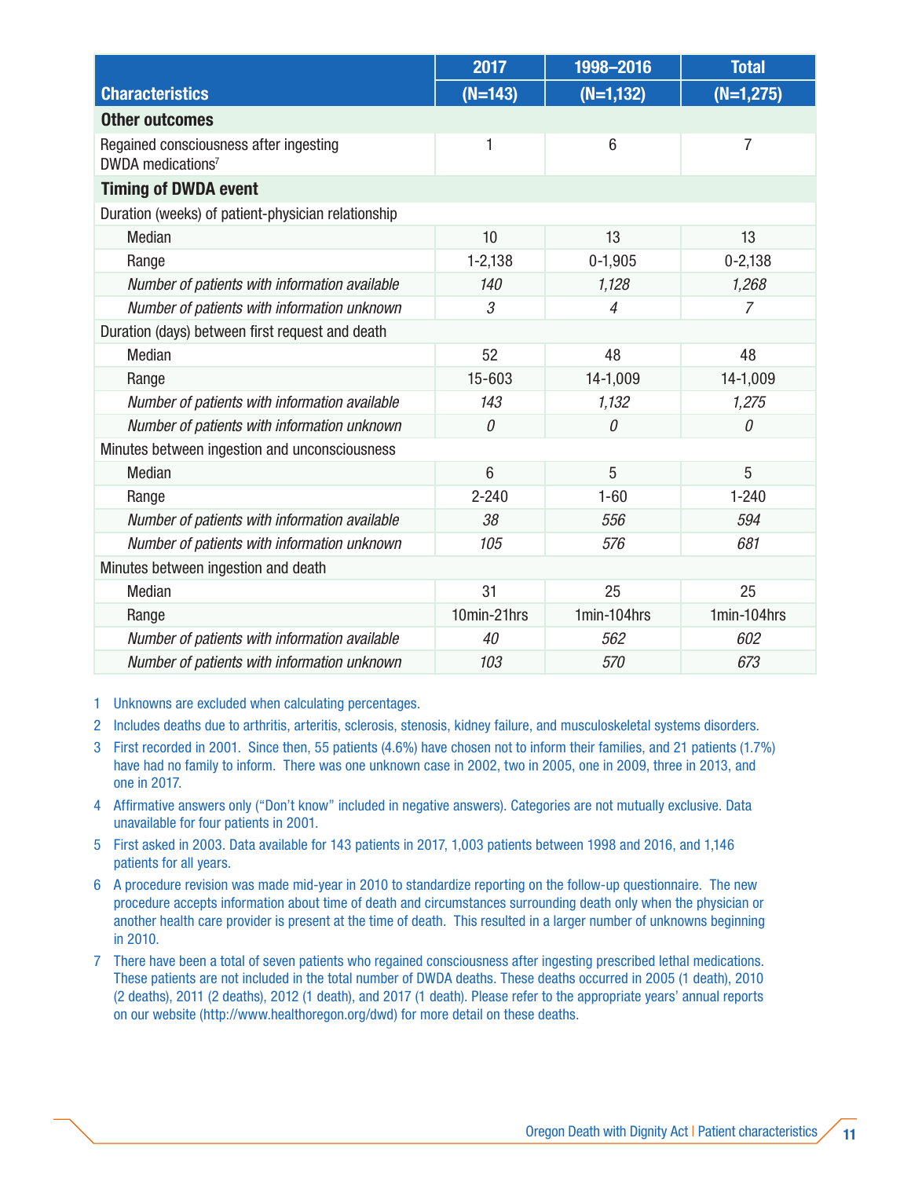| Characteristics | 2017 (N=143) | 1998–2016 (N=1,132) | Total (N=1,275) |
|---|---|---|---|
| **Other outcomes** | | | |
| Regained consciousness after ingesting DWDA medications[7] | 1 | 6 | 7 |
| **Timing of DWDA event** | | | |
| Duration (weeks) of patient-physician relationship | | | |
| Median | 10 | 13 | 13 |
| Range | 1-2,138 | 0-1,905 | 0-2,138 |
| *Number of patients with information available* | *140* | *1,128* | *1,268* |
| *Number of patients with information unknown* | *3* | *4* | *7* |
| Duration (days) between first request and death | | | |
| Median | 52 | 48 | 48 |
| Range | 15-603 | 14-1,009 | 14-1,009 |
| *Number of patients with information available* | *143* | *1,132* | *1,275* |
| *Number of patients with information unknown* | *0* | *0* | *0* |
| Minutes between ingestion and unconsciousness | | | |
| Median | 6 | 5 | 5 |
| Range | 2-240 | 1-60 | 1-240 |
| *Number of patients with information available* | *38* | *556* | *594* |
| *Number of patients with information unknown* | *105* | *576* | *681* |
| Minutes between ingestion and death | | | |
| Median | 31 | 25 | 25 |
| Range | 10min-21hrs | 1min-104hrs | 1min-104hrs |
| *Number of patients with information available* | *40* | *562* | *602* |
| *Number of patients with information unknown* | *103* | *570* | *673* |

1 Unknowns are excluded when calculating percentages.

2 Includes deaths due to arthritis, arteritis, sclerosis, stenosis, kidney failure, and musculoskeletal systems disorders.

3 First recorded in 2001. Since then, 55 patients (4.6%) have chosen not to inform their families, and 21 patients (1.7%) have had no family to inform. There was one unknown case in 2002, two in 2005, one in 2009, three in 2013, and one in 2017.

4 Affirmative answers only ("Don't know" included in negative answers). Categories are not mutually exclusive. Data unavailable for four patients in 2001.

5 First asked in 2003. Data available for 143 patients in 2017, 1,003 patients between 1998 and 2016, and 1,146 patients for all years.

6 A procedure revision was made mid-year in 2010 to standardize reporting on the follow-up questionnaire. The new procedure accepts information about time of death and circumstances surrounding death only when the physician or another health care provider is present at the time of death. This resulted in a larger number of unknowns beginning in 2010.

7 There have been a total of seven patients who regained consciousness after ingesting prescribed lethal medications. These patients are not included in the total number of DWDA deaths. These deaths occurred in 2005 (1 death), 2010 (2 deaths), 2011 (2 deaths), 2012 (1 death), and 2017 (1 death). Please refer to the appropriate years' annual reports on our website (http://www.healthoregon.org/dwd) for more detail on these deaths.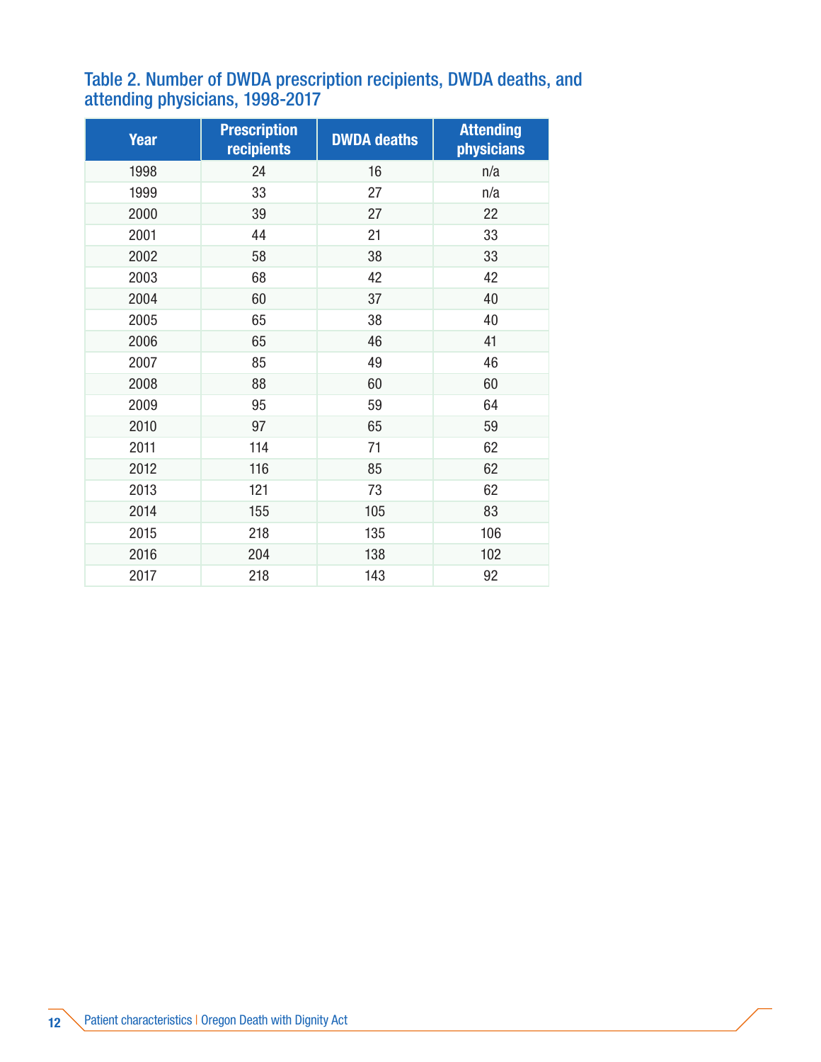## Table 2. Number of DWDA prescription recipients, DWDA deaths, and attending physicians, 1998-2017

| Year | Prescription recipients | DWDA deaths | Attending physicians |
|---|---|---|---|
| 1998 | 24 | 16 | n/a |
| 1999 | 33 | 27 | n/a |
| 2000 | 39 | 27 | 22 |
| 2001 | 44 | 21 | 33 |
| 2002 | 58 | 38 | 33 |
| 2003 | 68 | 42 | 42 |
| 2004 | 60 | 37 | 40 |
| 2005 | 65 | 38 | 40 |
| 2006 | 65 | 46 | 41 |
| 2007 | 85 | 49 | 46 |
| 2008 | 88 | 60 | 60 |
| 2009 | 95 | 59 | 64 |
| 2010 | 97 | 65 | 59 |
| 2011 | 114 | 71 | 62 |
| 2012 | 116 | 85 | 62 |
| 2013 | 121 | 73 | 62 |
| 2014 | 155 | 105 | 83 |
| 2015 | 218 | 135 | 106 |
| 2016 | 204 | 138 | 102 |
| 2017 | 218 | 143 | 92 |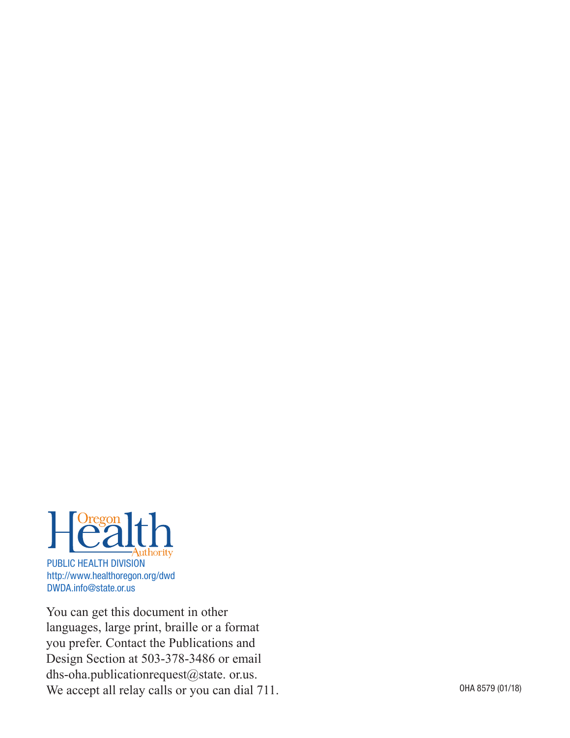Oregon Health Authority

PUBLIC HEALTH DIVISION
http://www.healthoregon.org/dwd
DWDA.info@state.or.us

You can get this document in other languages, large print, braille or a format you prefer. Contact the Publications and Design Section at 503-378-3486 or email dhs-oha.publicationrequest@state. or.us. We accept all relay calls or you can dial 711.

OHA 8579 (01/18)